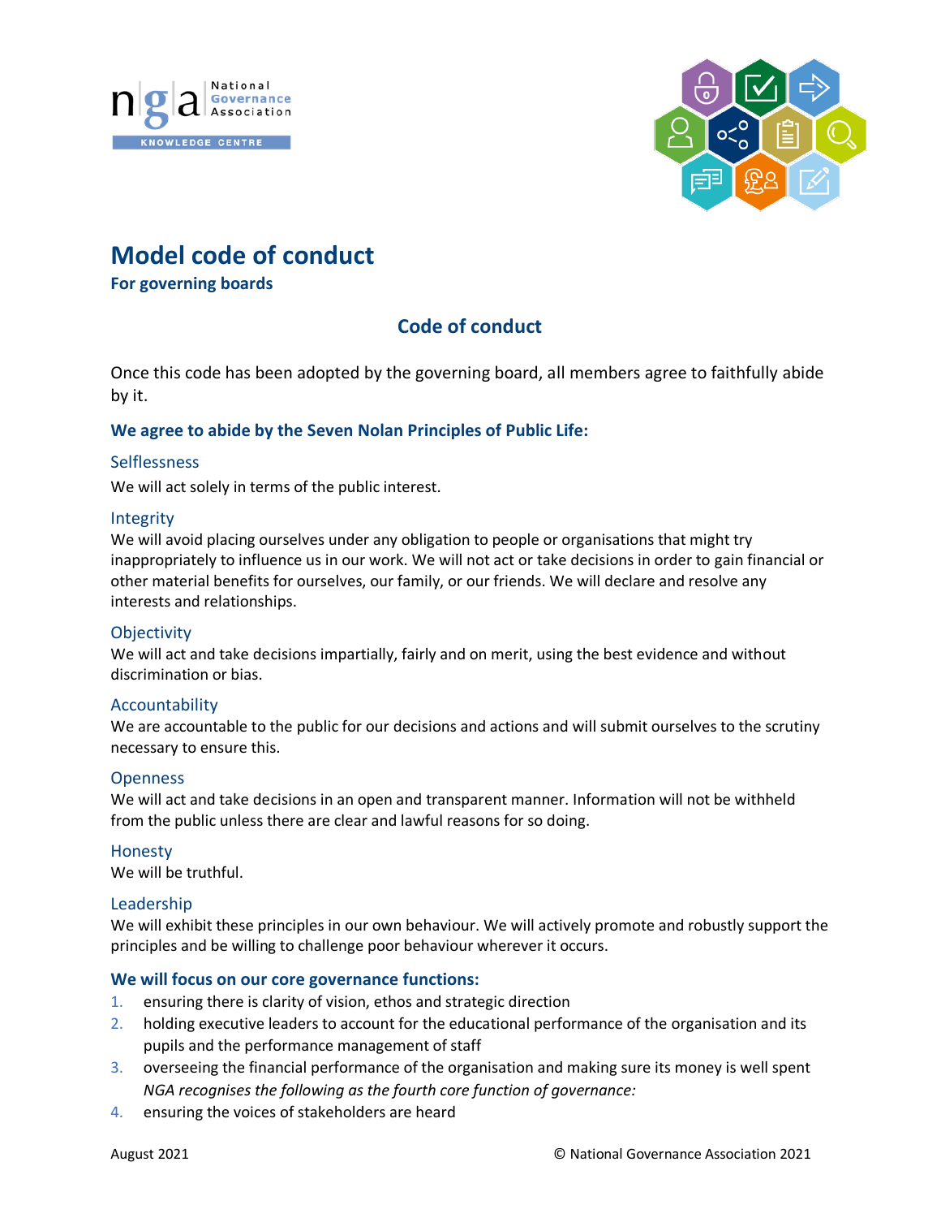# Model code of conduct

**For governing boards**

## Code of conduct

Once this code has been adopted by the governing board, all members agree to faithfully abide by it.

### We agree to abide by the Seven Nolan Principles of Public Life:

#### Selflessness

We will act solely in terms of the public interest.

#### Integrity

We will avoid placing ourselves under any obligation to people or organisations that might try inappropriately to influence us in our work. We will not act or take decisions in order to gain financial or other material benefits for ourselves, our family, or our friends. We will declare and resolve any interests and relationships.

#### Objectivity

We will act and take decisions impartially, fairly and on merit, using the best evidence and without discrimination or bias.

#### Accountability

We are accountable to the public for our decisions and actions and will submit ourselves to the scrutiny necessary to ensure this.

#### Openness

We will act and take decisions in an open and transparent manner. Information will not be withheld from the public unless there are clear and lawful reasons for so doing.

#### Honesty

We will be truthful.

#### Leadership

We will exhibit these principles in our own behaviour. We will actively promote and robustly support the principles and be willing to challenge poor behaviour wherever it occurs.

### We will focus on our core governance functions:

1. ensuring there is clarity of vision, ethos and strategic direction
2. holding executive leaders to account for the educational performance of the organisation and its pupils and the performance management of staff
3. overseeing the financial performance of the organisation and making sure its money is well spent
   *NGA recognises the following as the fourth core function of governance:*
4. ensuring the voices of stakeholders are heard

August 2021 © National Governance Association 2021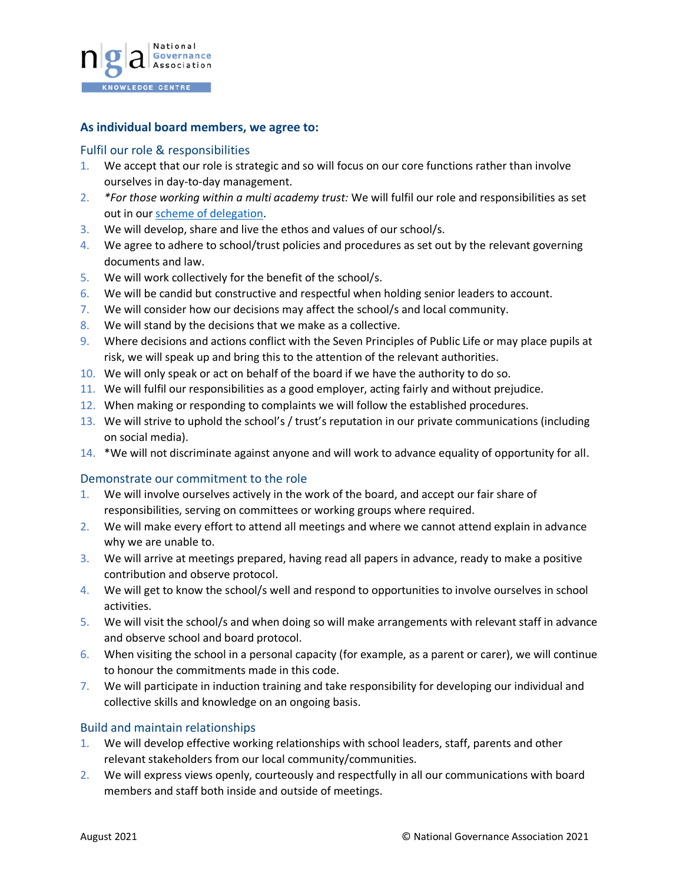### As individual board members, we agree to:

#### Fulfil our role & responsibilities

1. We accept that our role is strategic and so will focus on our core functions rather than involve ourselves in day-to-day management.
2. *For those working within a multi academy trust:* We will fulfil our role and responsibilities as set out in our [scheme of delegation](scheme of delegation).
3. We will develop, share and live the ethos and values of our school/s.
4. We agree to adhere to school/trust policies and procedures as set out by the relevant governing documents and law.
5. We will work collectively for the benefit of the school/s.
6. We will be candid but constructive and respectful when holding senior leaders to account.
7. We will consider how our decisions may affect the school/s and local community.
8. We will stand by the decisions that we make as a collective.
9. Where decisions and actions conflict with the Seven Principles of Public Life or may place pupils at risk, we will speak up and bring this to the attention of the relevant authorities.
10. We will only speak or act on behalf of the board if we have the authority to do so.
11. We will fulfil our responsibilities as a good employer, acting fairly and without prejudice.
12. When making or responding to complaints we will follow the established procedures.
13. We will strive to uphold the school's / trust's reputation in our private communications (including on social media).
14. *We will not discriminate against anyone and will work to advance equality of opportunity for all.

#### Demonstrate our commitment to the role

1. We will involve ourselves actively in the work of the board, and accept our fair share of responsibilities, serving on committees or working groups where required.
2. We will make every effort to attend all meetings and where we cannot attend explain in advance why we are unable to.
3. We will arrive at meetings prepared, having read all papers in advance, ready to make a positive contribution and observe protocol.
4. We will get to know the school/s well and respond to opportunities to involve ourselves in school activities.
5. We will visit the school/s and when doing so will make arrangements with relevant staff in advance and observe school and board protocol.
6. When visiting the school in a personal capacity (for example, as a parent or carer), we will continue to honour the commitments made in this code.
7. We will participate in induction training and take responsibility for developing our individual and collective skills and knowledge on an ongoing basis.

#### Build and maintain relationships

1. We will develop effective working relationships with school leaders, staff, parents and other relevant stakeholders from our local community/communities.
2. We will express views openly, courteously and respectfully in all our communications with board members and staff both inside and outside of meetings.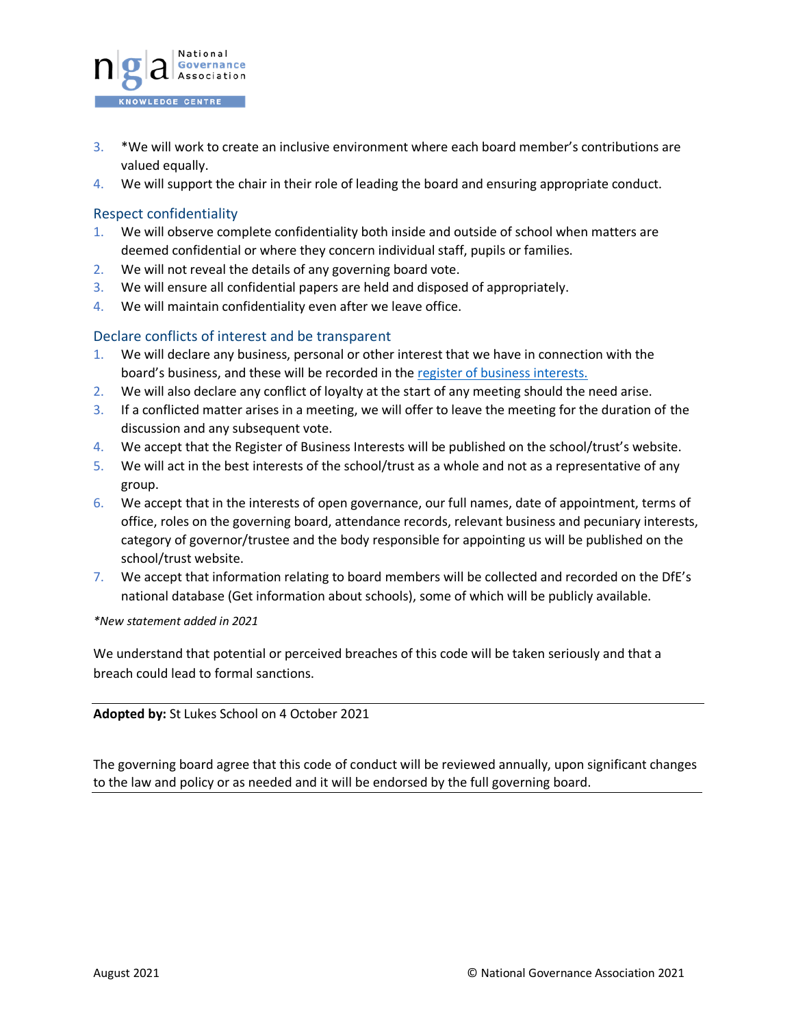3. *We will work to create an inclusive environment where each board member's contributions are valued equally.
4. We will support the chair in their role of leading the board and ensuring appropriate conduct.

## Respect confidentiality

1. We will observe complete confidentiality both inside and outside of school when matters are deemed confidential or where they concern individual staff, pupils or families.
2. We will not reveal the details of any governing board vote.
3. We will ensure all confidential papers are held and disposed of appropriately.
4. We will maintain confidentiality even after we leave office.

## Declare conflicts of interest and be transparent

1. We will declare any business, personal or other interest that we have in connection with the board's business, and these will be recorded in the register of business interests.
2. We will also declare any conflict of loyalty at the start of any meeting should the need arise.
3. If a conflicted matter arises in a meeting, we will offer to leave the meeting for the duration of the discussion and any subsequent vote.
4. We accept that the Register of Business Interests will be published on the school/trust's website.
5. We will act in the best interests of the school/trust as a whole and not as a representative of any group.
6. We accept that in the interests of open governance, our full names, date of appointment, terms of office, roles on the governing board, attendance records, relevant business and pecuniary interests, category of governor/trustee and the body responsible for appointing us will be published on the school/trust website.
7. We accept that information relating to board members will be collected and recorded on the DfE's national database (Get information about schools), some of which will be publicly available.

*\*New statement added in 2021*

We understand that potential or perceived breaches of this code will be taken seriously and that a breach could lead to formal sanctions.

---

**Adopted by:** St Lukes School on 4 October 2021

The governing board agree that this code of conduct will be reviewed annually, upon significant changes to the law and policy or as needed and it will be endorsed by the full governing board.

---